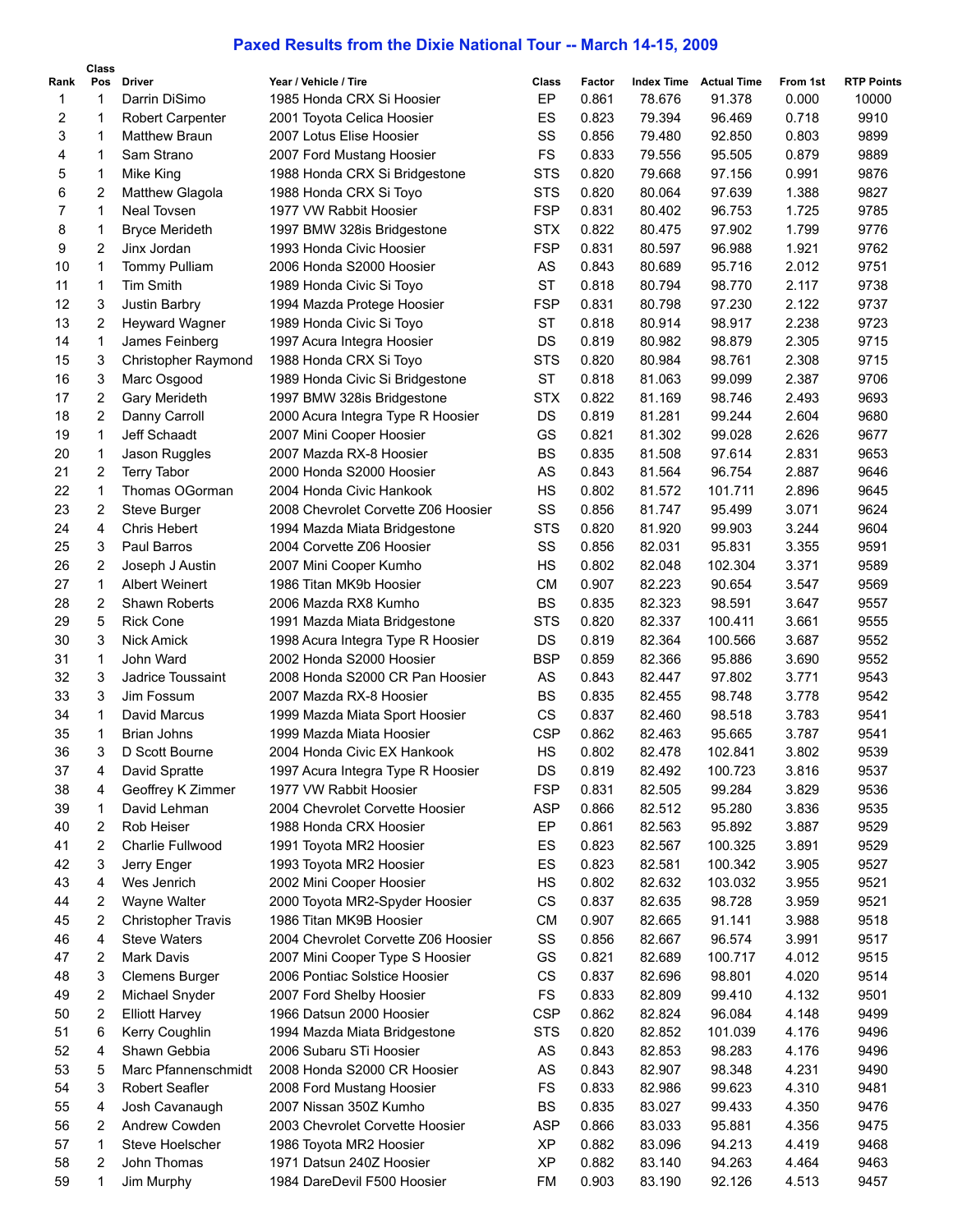# Paxed Results from the Dixie National Tour -- March 14-15, 2009

| Rank | Class Pos | Driver | Year / Vehicle / Tire | Class | Factor | Index Time | Actual Time | From 1st | RTP Points |
|---|---|---|---|---|---|---|---|---|---|
| 1 | 1 | Darrin DiSimo | 1985 Honda CRX Si Hoosier | EP | 0.861 | 78.676 | 91.378 | 0.000 | 10000 |
| 2 | 1 | Robert Carpenter | 2001 Toyota Celica Hoosier | ES | 0.823 | 79.394 | 96.469 | 0.718 | 9910 |
| 3 | 1 | Matthew Braun | 2007 Lotus Elise Hoosier | SS | 0.856 | 79.480 | 92.850 | 0.803 | 9899 |
| 4 | 1 | Sam Strano | 2007 Ford Mustang Hoosier | FS | 0.833 | 79.556 | 95.505 | 0.879 | 9889 |
| 5 | 1 | Mike King | 1988 Honda CRX Si Bridgestone | STS | 0.820 | 79.668 | 97.156 | 0.991 | 9876 |
| 6 | 2 | Matthew Glagola | 1988 Honda CRX Si Toyo | STS | 0.820 | 80.064 | 97.639 | 1.388 | 9827 |
| 7 | 1 | Neal Tovsen | 1977 VW Rabbit Hoosier | FSP | 0.831 | 80.402 | 96.753 | 1.725 | 9785 |
| 8 | 1 | Bryce Merideth | 1997 BMW 328is Bridgestone | STX | 0.822 | 80.475 | 97.902 | 1.799 | 9776 |
| 9 | 2 | Jinx Jordan | 1993 Honda Civic Hoosier | FSP | 0.831 | 80.597 | 96.988 | 1.921 | 9762 |
| 10 | 1 | Tommy Pulliam | 2006 Honda S2000 Hoosier | AS | 0.843 | 80.689 | 95.716 | 2.012 | 9751 |
| 11 | 1 | Tim Smith | 1989 Honda Civic Si Toyo | ST | 0.818 | 80.794 | 98.770 | 2.117 | 9738 |
| 12 | 3 | Justin Barbry | 1994 Mazda Protege Hoosier | FSP | 0.831 | 80.798 | 97.230 | 2.122 | 9737 |
| 13 | 2 | Heyward Wagner | 1989 Honda Civic Si Toyo | ST | 0.818 | 80.914 | 98.917 | 2.238 | 9723 |
| 14 | 1 | James Feinberg | 1997 Acura Integra Hoosier | DS | 0.819 | 80.982 | 98.879 | 2.305 | 9715 |
| 15 | 3 | Christopher Raymond | 1988 Honda CRX Si Toyo | STS | 0.820 | 80.984 | 98.761 | 2.308 | 9715 |
| 16 | 3 | Marc Osgood | 1989 Honda Civic Si Bridgestone | ST | 0.818 | 81.063 | 99.099 | 2.387 | 9706 |
| 17 | 2 | Gary Merideth | 1997 BMW 328is Bridgestone | STX | 0.822 | 81.169 | 98.746 | 2.493 | 9693 |
| 18 | 2 | Danny Carroll | 2000 Acura Integra Type R Hoosier | DS | 0.819 | 81.281 | 99.244 | 2.604 | 9680 |
| 19 | 1 | Jeff Schaadt | 2007 Mini Cooper Hoosier | GS | 0.821 | 81.302 | 99.028 | 2.626 | 9677 |
| 20 | 1 | Jason Ruggles | 2007 Mazda RX-8 Hoosier | BS | 0.835 | 81.508 | 97.614 | 2.831 | 9653 |
| 21 | 2 | Terry Tabor | 2000 Honda S2000 Hoosier | AS | 0.843 | 81.564 | 96.754 | 2.887 | 9646 |
| 22 | 1 | Thomas OGorman | 2004 Honda Civic Hankook | HS | 0.802 | 81.572 | 101.711 | 2.896 | 9645 |
| 23 | 2 | Steve Burger | 2008 Chevrolet Corvette Z06 Hoosier | SS | 0.856 | 81.747 | 95.499 | 3.071 | 9624 |
| 24 | 4 | Chris Hebert | 1994 Mazda Miata Bridgestone | STS | 0.820 | 81.920 | 99.903 | 3.244 | 9604 |
| 25 | 3 | Paul Barros | 2004 Corvette Z06 Hoosier | SS | 0.856 | 82.031 | 95.831 | 3.355 | 9591 |
| 26 | 2 | Joseph J Austin | 2007 Mini Cooper Kumho | HS | 0.802 | 82.048 | 102.304 | 3.371 | 9589 |
| 27 | 1 | Albert Weinert | 1986 Titan MK9b Hoosier | CM | 0.907 | 82.223 | 90.654 | 3.547 | 9569 |
| 28 | 2 | Shawn Roberts | 2006 Mazda RX8 Kumho | BS | 0.835 | 82.323 | 98.591 | 3.647 | 9557 |
| 29 | 5 | Rick Cone | 1991 Mazda Miata Bridgestone | STS | 0.820 | 82.337 | 100.411 | 3.661 | 9555 |
| 30 | 3 | Nick Amick | 1998 Acura Integra Type R Hoosier | DS | 0.819 | 82.364 | 100.566 | 3.687 | 9552 |
| 31 | 1 | John Ward | 2002 Honda S2000 Hoosier | BSP | 0.859 | 82.366 | 95.886 | 3.690 | 9552 |
| 32 | 3 | Jadrice Toussaint | 2008 Honda S2000 CR Pan Hoosier | AS | 0.843 | 82.447 | 97.802 | 3.771 | 9543 |
| 33 | 3 | Jim Fossum | 2007 Mazda RX-8 Hoosier | BS | 0.835 | 82.455 | 98.748 | 3.778 | 9542 |
| 34 | 1 | David Marcus | 1999 Mazda Miata Sport Hoosier | CS | 0.837 | 82.460 | 98.518 | 3.783 | 9541 |
| 35 | 1 | Brian Johns | 1999 Mazda Miata Hoosier | CSP | 0.862 | 82.463 | 95.665 | 3.787 | 9541 |
| 36 | 3 | D Scott Bourne | 2004 Honda Civic EX Hankook | HS | 0.802 | 82.478 | 102.841 | 3.802 | 9539 |
| 37 | 4 | David Spratte | 1997 Acura Integra Type R Hoosier | DS | 0.819 | 82.492 | 100.723 | 3.816 | 9537 |
| 38 | 4 | Geoffrey K Zimmer | 1977 VW Rabbit Hoosier | FSP | 0.831 | 82.505 | 99.284 | 3.829 | 9536 |
| 39 | 1 | David Lehman | 2004 Chevrolet Corvette Hoosier | ASP | 0.866 | 82.512 | 95.280 | 3.836 | 9535 |
| 40 | 2 | Rob Heiser | 1988 Honda CRX Hoosier | EP | 0.861 | 82.563 | 95.892 | 3.887 | 9529 |
| 41 | 2 | Charlie Fullwood | 1991 Toyota MR2 Hoosier | ES | 0.823 | 82.567 | 100.325 | 3.891 | 9529 |
| 42 | 3 | Jerry Enger | 1993 Toyota MR2 Hoosier | ES | 0.823 | 82.581 | 100.342 | 3.905 | 9527 |
| 43 | 4 | Wes Jenrich | 2002 Mini Cooper Hoosier | HS | 0.802 | 82.632 | 103.032 | 3.955 | 9521 |
| 44 | 2 | Wayne Walter | 2000 Toyota MR2-Spyder Hoosier | CS | 0.837 | 82.635 | 98.728 | 3.959 | 9521 |
| 45 | 2 | Christopher Travis | 1986 Titan MK9B Hoosier | CM | 0.907 | 82.665 | 91.141 | 3.988 | 9518 |
| 46 | 4 | Steve Waters | 2004 Chevrolet Corvette Z06 Hoosier | SS | 0.856 | 82.667 | 96.574 | 3.991 | 9517 |
| 47 | 2 | Mark Davis | 2007 Mini Cooper Type S Hoosier | GS | 0.821 | 82.689 | 100.717 | 4.012 | 9515 |
| 48 | 3 | Clemens Burger | 2006 Pontiac Solstice Hoosier | CS | 0.837 | 82.696 | 98.801 | 4.020 | 9514 |
| 49 | 2 | Michael Snyder | 2007 Ford Shelby Hoosier | FS | 0.833 | 82.809 | 99.410 | 4.132 | 9501 |
| 50 | 2 | Elliott Harvey | 1966 Datsun 2000 Hoosier | CSP | 0.862 | 82.824 | 96.084 | 4.148 | 9499 |
| 51 | 6 | Kerry Coughlin | 1994 Mazda Miata Bridgestone | STS | 0.820 | 82.852 | 101.039 | 4.176 | 9496 |
| 52 | 4 | Shawn Gebbia | 2006 Subaru STi Hoosier | AS | 0.843 | 82.853 | 98.283 | 4.176 | 9496 |
| 53 | 5 | Marc Pfannenschmidt | 2008 Honda S2000 CR Hoosier | AS | 0.843 | 82.907 | 98.348 | 4.231 | 9490 |
| 54 | 3 | Robert Seafler | 2008 Ford Mustang Hoosier | FS | 0.833 | 82.986 | 99.623 | 4.310 | 9481 |
| 55 | 4 | Josh Cavanaugh | 2007 Nissan 350Z Kumho | BS | 0.835 | 83.027 | 99.433 | 4.350 | 9476 |
| 56 | 2 | Andrew Cowden | 2003 Chevrolet Corvette Hoosier | ASP | 0.866 | 83.033 | 95.881 | 4.356 | 9475 |
| 57 | 1 | Steve Hoelscher | 1986 Toyota MR2 Hoosier | XP | 0.882 | 83.096 | 94.213 | 4.419 | 9468 |
| 58 | 2 | John Thomas | 1971 Datsun 240Z Hoosier | XP | 0.882 | 83.140 | 94.263 | 4.464 | 9463 |
| 59 | 1 | Jim Murphy | 1984 DareDevil F500 Hoosier | FM | 0.903 | 83.190 | 92.126 | 4.513 | 9457 |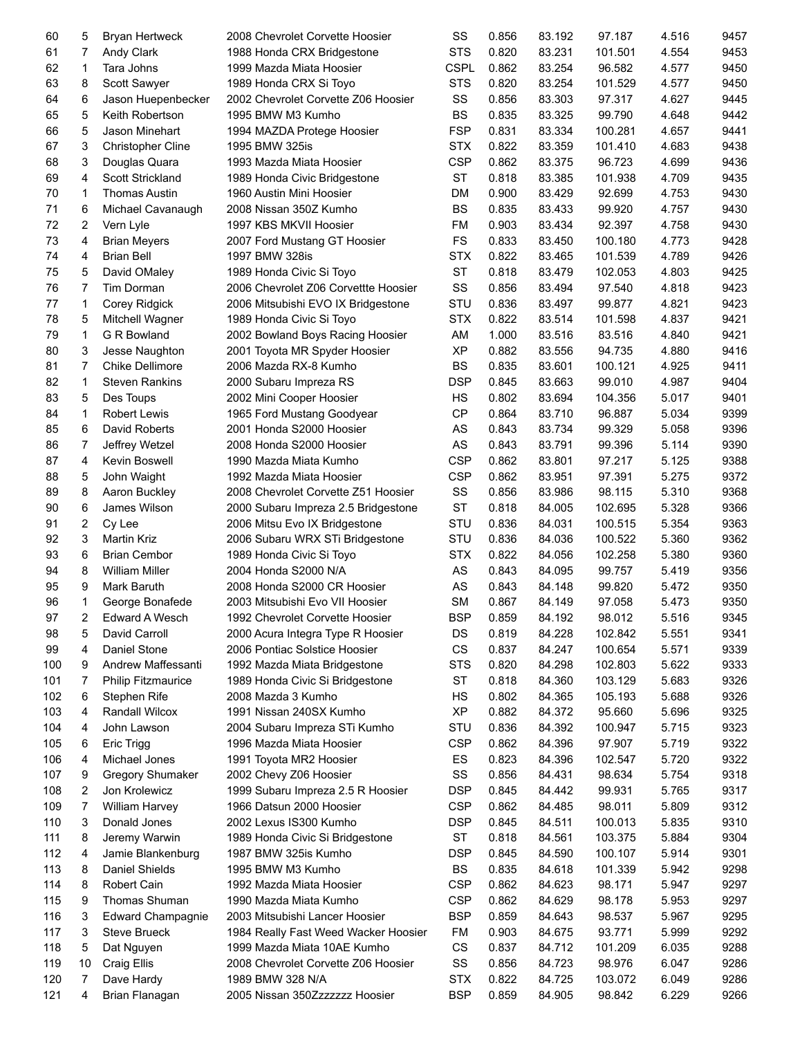| | | | | | | | | | |
|---|---|---|---|---|---|---|---|---|---|
| 60 | 5 | Bryan Hertweck | 2008 Chevrolet Corvette Hoosier | SS | 0.856 | 83.192 | 97.187 | 4.516 | 9457 |
| 61 | 7 | Andy Clark | 1988 Honda CRX Bridgestone | STS | 0.820 | 83.231 | 101.501 | 4.554 | 9453 |
| 62 | 1 | Tara Johns | 1999 Mazda Miata Hoosier | CSPL | 0.862 | 83.254 | 96.582 | 4.577 | 9450 |
| 63 | 8 | Scott Sawyer | 1989 Honda CRX Si Toyo | STS | 0.820 | 83.254 | 101.529 | 4.577 | 9450 |
| 64 | 6 | Jason Huepenbecker | 2002 Chevrolet Corvette Z06 Hoosier | SS | 0.856 | 83.303 | 97.317 | 4.627 | 9445 |
| 65 | 5 | Keith Robertson | 1995 BMW M3 Kumho | BS | 0.835 | 83.325 | 99.790 | 4.648 | 9442 |
| 66 | 5 | Jason Minehart | 1994 MAZDA Protege Hoosier | FSP | 0.831 | 83.334 | 100.281 | 4.657 | 9441 |
| 67 | 3 | Christopher Cline | 1995 BMW 325is | STX | 0.822 | 83.359 | 101.410 | 4.683 | 9438 |
| 68 | 3 | Douglas Quara | 1993 Mazda Miata Hoosier | CSP | 0.862 | 83.375 | 96.723 | 4.699 | 9436 |
| 69 | 4 | Scott Strickland | 1989 Honda Civic Bridgestone | ST | 0.818 | 83.385 | 101.938 | 4.709 | 9435 |
| 70 | 1 | Thomas Austin | 1960 Austin Mini Hoosier | DM | 0.900 | 83.429 | 92.699 | 4.753 | 9430 |
| 71 | 6 | Michael Cavanaugh | 2008 Nissan 350Z Kumho | BS | 0.835 | 83.433 | 99.920 | 4.757 | 9430 |
| 72 | 2 | Vern Lyle | 1997 KBS MKVII Hoosier | FM | 0.903 | 83.434 | 92.397 | 4.758 | 9430 |
| 73 | 4 | Brian Meyers | 2007 Ford Mustang GT Hoosier | FS | 0.833 | 83.450 | 100.180 | 4.773 | 9428 |
| 74 | 4 | Brian Bell | 1997 BMW 328is | STX | 0.822 | 83.465 | 101.539 | 4.789 | 9426 |
| 75 | 5 | David OMaley | 1989 Honda Civic Si Toyo | ST | 0.818 | 83.479 | 102.053 | 4.803 | 9425 |
| 76 | 7 | Tim Dorman | 2006 Chevrolet Z06 Corvettte Hoosier | SS | 0.856 | 83.494 | 97.540 | 4.818 | 9423 |
| 77 | 1 | Corey Ridgick | 2006 Mitsubishi EVO IX Bridgestone | STU | 0.836 | 83.497 | 99.877 | 4.821 | 9423 |
| 78 | 5 | Mitchell Wagner | 1989 Honda Civic Si Toyo | STX | 0.822 | 83.514 | 101.598 | 4.837 | 9421 |
| 79 | 1 | G R Bowland | 2002 Bowland Boys Racing Hoosier | AM | 1.000 | 83.516 | 83.516 | 4.840 | 9421 |
| 80 | 3 | Jesse Naughton | 2001 Toyota MR Spyder Hoosier | XP | 0.882 | 83.556 | 94.735 | 4.880 | 9416 |
| 81 | 7 | Chike Dellimore | 2006 Mazda RX-8 Kumho | BS | 0.835 | 83.601 | 100.121 | 4.925 | 9411 |
| 82 | 1 | Steven Rankins | 2000 Subaru Impreza RS | DSP | 0.845 | 83.663 | 99.010 | 4.987 | 9404 |
| 83 | 5 | Des Toups | 2002 Mini Cooper Hoosier | HS | 0.802 | 83.694 | 104.356 | 5.017 | 9401 |
| 84 | 1 | Robert Lewis | 1965 Ford Mustang Goodyear | CP | 0.864 | 83.710 | 96.887 | 5.034 | 9399 |
| 85 | 6 | David Roberts | 2001 Honda S2000 Hoosier | AS | 0.843 | 83.734 | 99.329 | 5.058 | 9396 |
| 86 | 7 | Jeffrey Wetzel | 2008 Honda S2000 Hoosier | AS | 0.843 | 83.791 | 99.396 | 5.114 | 9390 |
| 87 | 4 | Kevin Boswell | 1990 Mazda Miata Kumho | CSP | 0.862 | 83.801 | 97.217 | 5.125 | 9388 |
| 88 | 5 | John Waight | 1992 Mazda Miata Hoosier | CSP | 0.862 | 83.951 | 97.391 | 5.275 | 9372 |
| 89 | 8 | Aaron Buckley | 2008 Chevrolet Corvette Z51 Hoosier | SS | 0.856 | 83.986 | 98.115 | 5.310 | 9368 |
| 90 | 6 | James Wilson | 2000 Subaru Impreza 2.5 Bridgestone | ST | 0.818 | 84.005 | 102.695 | 5.328 | 9366 |
| 91 | 2 | Cy Lee | 2006 Mitsu Evo IX Bridgestone | STU | 0.836 | 84.031 | 100.515 | 5.354 | 9363 |
| 92 | 3 | Martin Kriz | 2006 Subaru WRX STi Bridgestone | STU | 0.836 | 84.036 | 100.522 | 5.360 | 9362 |
| 93 | 6 | Brian Cembor | 1989 Honda Civic Si Toyo | STX | 0.822 | 84.056 | 102.258 | 5.380 | 9360 |
| 94 | 8 | William Miller | 2004 Honda S2000 N/A | AS | 0.843 | 84.095 | 99.757 | 5.419 | 9356 |
| 95 | 9 | Mark Baruth | 2008 Honda S2000 CR Hoosier | AS | 0.843 | 84.148 | 99.820 | 5.472 | 9350 |
| 96 | 1 | George Bonafede | 2003 Mitsubishi Evo VII Hoosier | SM | 0.867 | 84.149 | 97.058 | 5.473 | 9350 |
| 97 | 2 | Edward A Wesch | 1992 Chevrolet Corvette Hoosier | BSP | 0.859 | 84.192 | 98.012 | 5.516 | 9345 |
| 98 | 5 | David Carroll | 2000 Acura Integra Type R Hoosier | DS | 0.819 | 84.228 | 102.842 | 5.551 | 9341 |
| 99 | 4 | Daniel Stone | 2006 Pontiac Solstice Hoosier | CS | 0.837 | 84.247 | 100.654 | 5.571 | 9339 |
| 100 | 9 | Andrew Maffessanti | 1992 Mazda Miata Bridgestone | STS | 0.820 | 84.298 | 102.803 | 5.622 | 9333 |
| 101 | 7 | Philip Fitzmaurice | 1989 Honda Civic Si Bridgestone | ST | 0.818 | 84.360 | 103.129 | 5.683 | 9326 |
| 102 | 6 | Stephen Rife | 2008 Mazda 3 Kumho | HS | 0.802 | 84.365 | 105.193 | 5.688 | 9326 |
| 103 | 4 | Randall Wilcox | 1991 Nissan 240SX Kumho | XP | 0.882 | 84.372 | 95.660 | 5.696 | 9325 |
| 104 | 4 | John Lawson | 2004 Subaru Impreza STi Kumho | STU | 0.836 | 84.392 | 100.947 | 5.715 | 9323 |
| 105 | 6 | Eric Trigg | 1996 Mazda Miata Hoosier | CSP | 0.862 | 84.396 | 97.907 | 5.719 | 9322 |
| 106 | 4 | Michael Jones | 1991 Toyota MR2 Hoosier | ES | 0.823 | 84.396 | 102.547 | 5.720 | 9322 |
| 107 | 9 | Gregory Shumaker | 2002 Chevy Z06 Hoosier | SS | 0.856 | 84.431 | 98.634 | 5.754 | 9318 |
| 108 | 2 | Jon Krolewicz | 1999 Subaru Impreza 2.5 R Hoosier | DSP | 0.845 | 84.442 | 99.931 | 5.765 | 9317 |
| 109 | 7 | William Harvey | 1966 Datsun 2000 Hoosier | CSP | 0.862 | 84.485 | 98.011 | 5.809 | 9312 |
| 110 | 3 | Donald Jones | 2002 Lexus IS300 Kumho | DSP | 0.845 | 84.511 | 100.013 | 5.835 | 9310 |
| 111 | 8 | Jeremy Warwin | 1989 Honda Civic Si Bridgestone | ST | 0.818 | 84.561 | 103.375 | 5.884 | 9304 |
| 112 | 4 | Jamie Blankenburg | 1987 BMW 325is Kumho | DSP | 0.845 | 84.590 | 100.107 | 5.914 | 9301 |
| 113 | 8 | Daniel Shields | 1995 BMW M3 Kumho | BS | 0.835 | 84.618 | 101.339 | 5.942 | 9298 |
| 114 | 8 | Robert Cain | 1992 Mazda Miata Hoosier | CSP | 0.862 | 84.623 | 98.171 | 5.947 | 9297 |
| 115 | 9 | Thomas Shuman | 1990 Mazda Miata Kumho | CSP | 0.862 | 84.629 | 98.178 | 5.953 | 9297 |
| 116 | 3 | Edward Champagnie | 2003 Mitsubishi Lancer Hoosier | BSP | 0.859 | 84.643 | 98.537 | 5.967 | 9295 |
| 117 | 3 | Steve Brueck | 1984 Really Fast Weed Wacker Hoosier | FM | 0.903 | 84.675 | 93.771 | 5.999 | 9292 |
| 118 | 5 | Dat Nguyen | 1999 Mazda Miata 10AE Kumho | CS | 0.837 | 84.712 | 101.209 | 6.035 | 9288 |
| 119 | 10 | Craig Ellis | 2008 Chevrolet Corvette Z06 Hoosier | SS | 0.856 | 84.723 | 98.976 | 6.047 | 9286 |
| 120 | 7 | Dave Hardy | 1989 BMW 328 N/A | STX | 0.822 | 84.725 | 103.072 | 6.049 | 9286 |
| 121 | 4 | Brian Flanagan | 2005 Nissan 350Zzzzzzz Hoosier | BSP | 0.859 | 84.905 | 98.842 | 6.229 | 9266 |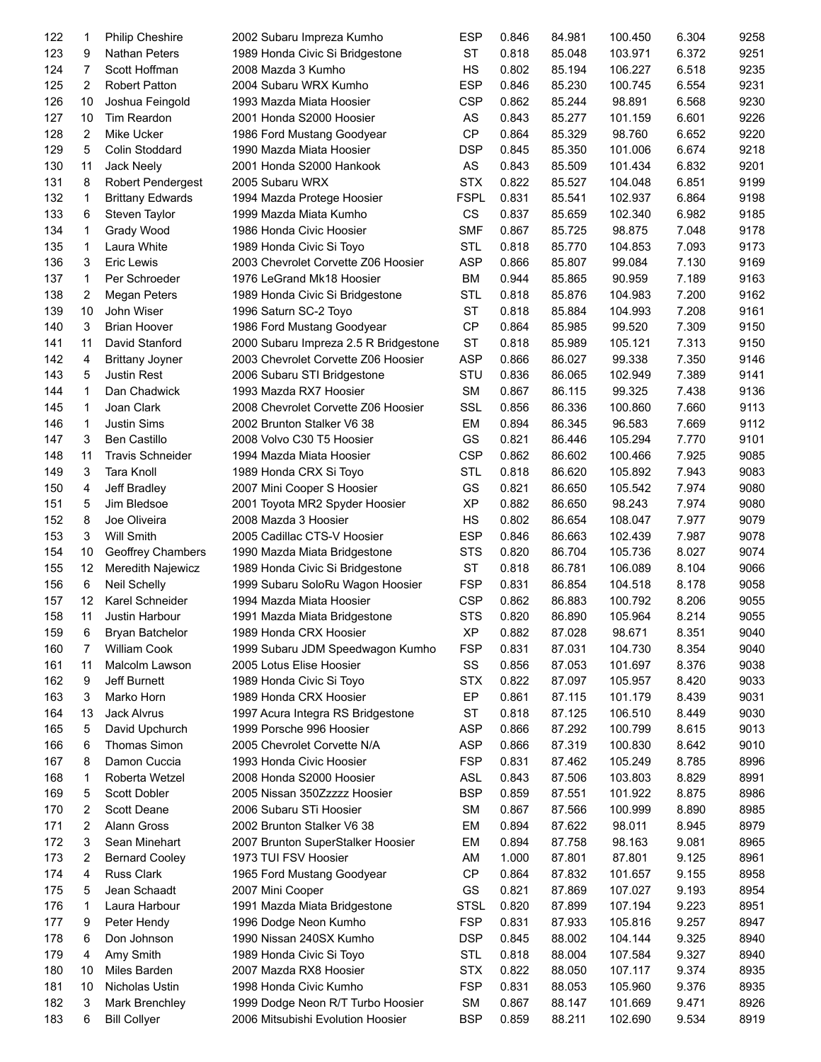| | | | | | | | | | |
|---|---|---|---|---|---|---|---|---|---|
| 122 | 1 | Philip Cheshire | 2002 Subaru Impreza Kumho | ESP | 0.846 | 84.981 | 100.450 | 6.304 | 9258 |
| 123 | 9 | Nathan Peters | 1989 Honda Civic Si Bridgestone | ST | 0.818 | 85.048 | 103.971 | 6.372 | 9251 |
| 124 | 7 | Scott Hoffman | 2008 Mazda 3 Kumho | HS | 0.802 | 85.194 | 106.227 | 6.518 | 9235 |
| 125 | 2 | Robert Patton | 2004 Subaru WRX Kumho | ESP | 0.846 | 85.230 | 100.745 | 6.554 | 9231 |
| 126 | 10 | Joshua Feingold | 1993 Mazda Miata Hoosier | CSP | 0.862 | 85.244 | 98.891 | 6.568 | 9230 |
| 127 | 10 | Tim Reardon | 2001 Honda S2000 Hoosier | AS | 0.843 | 85.277 | 101.159 | 6.601 | 9226 |
| 128 | 2 | Mike Ucker | 1986 Ford Mustang Goodyear | CP | 0.864 | 85.329 | 98.760 | 6.652 | 9220 |
| 129 | 5 | Colin Stoddard | 1990 Mazda Miata Hoosier | DSP | 0.845 | 85.350 | 101.006 | 6.674 | 9218 |
| 130 | 11 | Jack Neely | 2001 Honda S2000 Hankook | AS | 0.843 | 85.509 | 101.434 | 6.832 | 9201 |
| 131 | 8 | Robert Pendergest | 2005 Subaru WRX | STX | 0.822 | 85.527 | 104.048 | 6.851 | 9199 |
| 132 | 1 | Brittany Edwards | 1994 Mazda Protege Hoosier | FSPL | 0.831 | 85.541 | 102.937 | 6.864 | 9198 |
| 133 | 6 | Steven Taylor | 1999 Mazda Miata Kumho | CS | 0.837 | 85.659 | 102.340 | 6.982 | 9185 |
| 134 | 1 | Grady Wood | 1986 Honda Civic Hoosier | SMF | 0.867 | 85.725 | 98.875 | 7.048 | 9178 |
| 135 | 1 | Laura White | 1989 Honda Civic Si Toyo | STL | 0.818 | 85.770 | 104.853 | 7.093 | 9173 |
| 136 | 3 | Eric Lewis | 2003 Chevrolet Corvette Z06 Hoosier | ASP | 0.866 | 85.807 | 99.084 | 7.130 | 9169 |
| 137 | 1 | Per Schroeder | 1976 LeGrand Mk18 Hoosier | BM | 0.944 | 85.865 | 90.959 | 7.189 | 9163 |
| 138 | 2 | Megan Peters | 1989 Honda Civic Si Bridgestone | STL | 0.818 | 85.876 | 104.983 | 7.200 | 9162 |
| 139 | 10 | John Wiser | 1996 Saturn SC-2 Toyo | ST | 0.818 | 85.884 | 104.993 | 7.208 | 9161 |
| 140 | 3 | Brian Hoover | 1986 Ford Mustang Goodyear | CP | 0.864 | 85.985 | 99.520 | 7.309 | 9150 |
| 141 | 11 | David Stanford | 2000 Subaru Impreza 2.5 R Bridgestone | ST | 0.818 | 85.989 | 105.121 | 7.313 | 9150 |
| 142 | 4 | Brittany Joyner | 2003 Chevrolet Corvette Z06 Hoosier | ASP | 0.866 | 86.027 | 99.338 | 7.350 | 9146 |
| 143 | 5 | Justin Rest | 2006 Subaru STI Bridgestone | STU | 0.836 | 86.065 | 102.949 | 7.389 | 9141 |
| 144 | 1 | Dan Chadwick | 1993 Mazda RX7 Hoosier | SM | 0.867 | 86.115 | 99.325 | 7.438 | 9136 |
| 145 | 1 | Joan Clark | 2008 Chevrolet Corvette Z06 Hoosier | SSL | 0.856 | 86.336 | 100.860 | 7.660 | 9113 |
| 146 | 1 | Justin Sims | 2002 Brunton Stalker V6 38 | EM | 0.894 | 86.345 | 96.583 | 7.669 | 9112 |
| 147 | 3 | Ben Castillo | 2008 Volvo C30 T5 Hoosier | GS | 0.821 | 86.446 | 105.294 | 7.770 | 9101 |
| 148 | 11 | Travis Schneider | 1994 Mazda Miata Hoosier | CSP | 0.862 | 86.602 | 100.466 | 7.925 | 9085 |
| 149 | 3 | Tara Knoll | 1989 Honda CRX Si Toyo | STL | 0.818 | 86.620 | 105.892 | 7.943 | 9083 |
| 150 | 4 | Jeff Bradley | 2007 Mini Cooper S Hoosier | GS | 0.821 | 86.650 | 105.542 | 7.974 | 9080 |
| 151 | 5 | Jim Bledsoe | 2001 Toyota MR2 Spyder Hoosier | XP | 0.882 | 86.650 | 98.243 | 7.974 | 9080 |
| 152 | 8 | Joe Oliveira | 2008 Mazda 3 Hoosier | HS | 0.802 | 86.654 | 108.047 | 7.977 | 9079 |
| 153 | 3 | Will Smith | 2005 Cadillac CTS-V Hoosier | ESP | 0.846 | 86.663 | 102.439 | 7.987 | 9078 |
| 154 | 10 | Geoffrey Chambers | 1990 Mazda Miata Bridgestone | STS | 0.820 | 86.704 | 105.736 | 8.027 | 9074 |
| 155 | 12 | Meredith Najewicz | 1989 Honda Civic Si Bridgestone | ST | 0.818 | 86.781 | 106.089 | 8.104 | 9066 |
| 156 | 6 | Neil Schelly | 1999 Subaru SoloRu Wagon Hoosier | FSP | 0.831 | 86.854 | 104.518 | 8.178 | 9058 |
| 157 | 12 | Karel Schneider | 1994 Mazda Miata Hoosier | CSP | 0.862 | 86.883 | 100.792 | 8.206 | 9055 |
| 158 | 11 | Justin Harbour | 1991 Mazda Miata Bridgestone | STS | 0.820 | 86.890 | 105.964 | 8.214 | 9055 |
| 159 | 6 | Bryan Batchelor | 1989 Honda CRX Hoosier | XP | 0.882 | 87.028 | 98.671 | 8.351 | 9040 |
| 160 | 7 | William Cook | 1999 Subaru JDM Speedwagon Kumho | FSP | 0.831 | 87.031 | 104.730 | 8.354 | 9040 |
| 161 | 11 | Malcolm Lawson | 2005 Lotus Elise Hoosier | SS | 0.856 | 87.053 | 101.697 | 8.376 | 9038 |
| 162 | 9 | Jeff Burnett | 1989 Honda Civic Si Toyo | STX | 0.822 | 87.097 | 105.957 | 8.420 | 9033 |
| 163 | 3 | Marko Horn | 1989 Honda CRX Hoosier | EP | 0.861 | 87.115 | 101.179 | 8.439 | 9031 |
| 164 | 13 | Jack Alvrus | 1997 Acura Integra RS Bridgestone | ST | 0.818 | 87.125 | 106.510 | 8.449 | 9030 |
| 165 | 5 | David Upchurch | 1999 Porsche 996 Hoosier | ASP | 0.866 | 87.292 | 100.799 | 8.615 | 9013 |
| 166 | 6 | Thomas Simon | 2005 Chevrolet Corvette N/A | ASP | 0.866 | 87.319 | 100.830 | 8.642 | 9010 |
| 167 | 8 | Damon Cuccia | 1993 Honda Civic Hoosier | FSP | 0.831 | 87.462 | 105.249 | 8.785 | 8996 |
| 168 | 1 | Roberta Wetzel | 2008 Honda S2000 Hoosier | ASL | 0.843 | 87.506 | 103.803 | 8.829 | 8991 |
| 169 | 5 | Scott Dobler | 2005 Nissan 350Zzzzz Hoosier | BSP | 0.859 | 87.551 | 101.922 | 8.875 | 8986 |
| 170 | 2 | Scott Deane | 2006 Subaru STi Hoosier | SM | 0.867 | 87.566 | 100.999 | 8.890 | 8985 |
| 171 | 2 | Alann Gross | 2002 Brunton Stalker V6 38 | EM | 0.894 | 87.622 | 98.011 | 8.945 | 8979 |
| 172 | 3 | Sean Minehart | 2007 Brunton SuperStalker Hoosier | EM | 0.894 | 87.758 | 98.163 | 9.081 | 8965 |
| 173 | 2 | Bernard Cooley | 1973 TUI FSV Hoosier | AM | 1.000 | 87.801 | 87.801 | 9.125 | 8961 |
| 174 | 4 | Russ Clark | 1965 Ford Mustang Goodyear | CP | 0.864 | 87.832 | 101.657 | 9.155 | 8958 |
| 175 | 5 | Jean Schaadt | 2007 Mini Cooper | GS | 0.821 | 87.869 | 107.027 | 9.193 | 8954 |
| 176 | 1 | Laura Harbour | 1991 Mazda Miata Bridgestone | STSL | 0.820 | 87.899 | 107.194 | 9.223 | 8951 |
| 177 | 9 | Peter Hendy | 1996 Dodge Neon Kumho | FSP | 0.831 | 87.933 | 105.816 | 9.257 | 8947 |
| 178 | 6 | Don Johnson | 1990 Nissan 240SX Kumho | DSP | 0.845 | 88.002 | 104.144 | 9.325 | 8940 |
| 179 | 4 | Amy Smith | 1989 Honda Civic Si Toyo | STL | 0.818 | 88.004 | 107.584 | 9.327 | 8940 |
| 180 | 10 | Miles Barden | 2007 Mazda RX8 Hoosier | STX | 0.822 | 88.050 | 107.117 | 9.374 | 8935 |
| 181 | 10 | Nicholas Ustin | 1998 Honda Civic Kumho | FSP | 0.831 | 88.053 | 105.960 | 9.376 | 8935 |
| 182 | 3 | Mark Brenchley | 1999 Dodge Neon R/T Turbo Hoosier | SM | 0.867 | 88.147 | 101.669 | 9.471 | 8926 |
| 183 | 6 | Bill Collyer | 2006 Mitsubishi Evolution Hoosier | BSP | 0.859 | 88.211 | 102.690 | 9.534 | 8919 |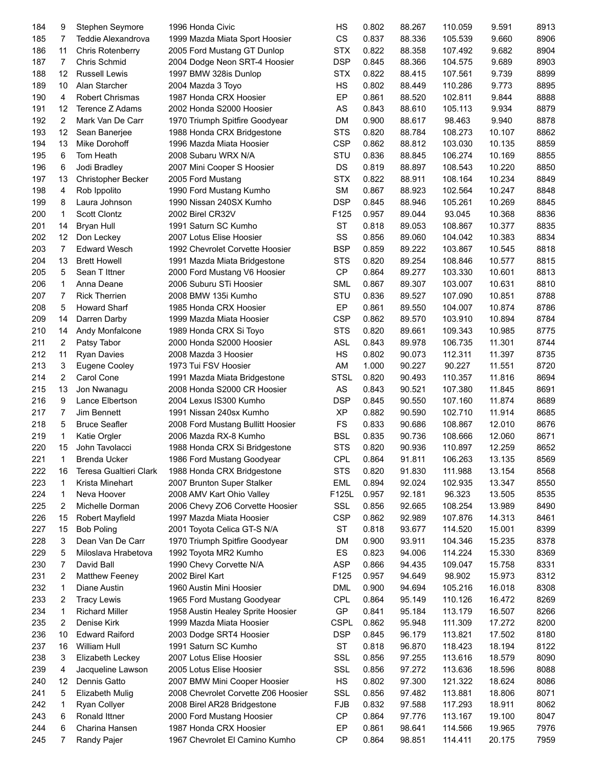| 184 | 9 | Stephen Seymore | 1996 Honda Civic | HS | 0.802 | 88.267 | 110.059 | 9.591 | 8913 |
|---|---|---|---|---|---|---|---|---|---|
| 185 | 7 | Teddie Alexandrova | 1999 Mazda Miata Sport Hoosier | CS | 0.837 | 88.336 | 105.539 | 9.660 | 8906 |
| 186 | 11 | Chris Rotenberry | 2005 Ford Mustang GT Dunlop | STX | 0.822 | 88.358 | 107.492 | 9.682 | 8904 |
| 187 | 7 | Chris Schmid | 2004 Dodge Neon SRT-4 Hoosier | DSP | 0.845 | 88.366 | 104.575 | 9.689 | 8903 |
| 188 | 12 | Russell Lewis | 1997 BMW 328is Dunlop | STX | 0.822 | 88.415 | 107.561 | 9.739 | 8899 |
| 189 | 10 | Alan Starcher | 2004 Mazda 3 Toyo | HS | 0.802 | 88.449 | 110.286 | 9.773 | 8895 |
| 190 | 4 | Robert Chrismas | 1987 Honda CRX Hoosier | EP | 0.861 | 88.520 | 102.811 | 9.844 | 8888 |
| 191 | 12 | Terence Z Adams | 2002 Honda S2000 Hoosier | AS | 0.843 | 88.610 | 105.113 | 9.934 | 8879 |
| 192 | 2 | Mark Van De Carr | 1970 Triumph Spitfire Goodyear | DM | 0.900 | 88.617 | 98.463 | 9.940 | 8878 |
| 193 | 12 | Sean Banerjee | 1988 Honda CRX Bridgestone | STS | 0.820 | 88.784 | 108.273 | 10.107 | 8862 |
| 194 | 13 | Mike Dorohoff | 1996 Mazda Miata Hoosier | CSP | 0.862 | 88.812 | 103.030 | 10.135 | 8859 |
| 195 | 6 | Tom Heath | 2008 Subaru WRX N/A | STU | 0.836 | 88.845 | 106.274 | 10.169 | 8855 |
| 196 | 6 | Jodi Bradley | 2007 Mini Cooper S Hoosier | DS | 0.819 | 88.897 | 108.543 | 10.220 | 8850 |
| 197 | 13 | Christopher Becker | 2005 Ford Mustang | STX | 0.822 | 88.911 | 108.164 | 10.234 | 8849 |
| 198 | 4 | Rob Ippolito | 1990 Ford Mustang Kumho | SM | 0.867 | 88.923 | 102.564 | 10.247 | 8848 |
| 199 | 8 | Laura Johnson | 1990 Nissan 240SX Kumho | DSP | 0.845 | 88.946 | 105.261 | 10.269 | 8845 |
| 200 | 1 | Scott Clontz | 2002 Birel CR32V | F125 | 0.957 | 89.044 | 93.045 | 10.368 | 8836 |
| 201 | 14 | Bryan Hull | 1991 Saturn SC Kumho | ST | 0.818 | 89.053 | 108.867 | 10.377 | 8835 |
| 202 | 12 | Don Leckey | 2007 Lotus Elise Hoosier | SS | 0.856 | 89.060 | 104.042 | 10.383 | 8834 |
| 203 | 7 | Edward Wesch | 1992 Chevrolet Corvette Hoosier | BSP | 0.859 | 89.222 | 103.867 | 10.545 | 8818 |
| 204 | 13 | Brett Howell | 1991 Mazda Miata Bridgestone | STS | 0.820 | 89.254 | 108.846 | 10.577 | 8815 |
| 205 | 5 | Sean T Ittner | 2000 Ford Mustang V6 Hoosier | CP | 0.864 | 89.277 | 103.330 | 10.601 | 8813 |
| 206 | 1 | Anna Deane | 2006 Suburu STi Hoosier | SML | 0.867 | 89.307 | 103.007 | 10.631 | 8810 |
| 207 | 7 | Rick Therrien | 2008 BMW 135i Kumho | STU | 0.836 | 89.527 | 107.090 | 10.851 | 8788 |
| 208 | 5 | Howard Sharf | 1985 Honda CRX Hoosier | EP | 0.861 | 89.550 | 104.007 | 10.874 | 8786 |
| 209 | 14 | Darren Darby | 1999 Mazda Miata Hoosier | CSP | 0.862 | 89.570 | 103.910 | 10.894 | 8784 |
| 210 | 14 | Andy Monfalcone | 1989 Honda CRX Si Toyo | STS | 0.820 | 89.661 | 109.343 | 10.985 | 8775 |
| 211 | 2 | Patsy Tabor | 2000 Honda S2000 Hoosier | ASL | 0.843 | 89.978 | 106.735 | 11.301 | 8744 |
| 212 | 11 | Ryan Davies | 2008 Mazda 3 Hoosier | HS | 0.802 | 90.073 | 112.311 | 11.397 | 8735 |
| 213 | 3 | Eugene Cooley | 1973 Tui FSV Hoosier | AM | 1.000 | 90.227 | 90.227 | 11.551 | 8720 |
| 214 | 2 | Carol Cone | 1991 Mazda Miata Bridgestone | STSL | 0.820 | 90.493 | 110.357 | 11.816 | 8694 |
| 215 | 13 | Jon Nwanagu | 2008 Honda S2000 CR Hoosier | AS | 0.843 | 90.521 | 107.380 | 11.845 | 8691 |
| 216 | 9 | Lance Elbertson | 2004 Lexus IS300 Kumho | DSP | 0.845 | 90.550 | 107.160 | 11.874 | 8689 |
| 217 | 7 | Jim Bennett | 1991 Nissan 240sx Kumho | XP | 0.882 | 90.590 | 102.710 | 11.914 | 8685 |
| 218 | 5 | Bruce Seafler | 2008 Ford Mustang Bullitt Hoosier | FS | 0.833 | 90.686 | 108.867 | 12.010 | 8676 |
| 219 | 1 | Katie Orgler | 2006 Mazda RX-8 Kumho | BSL | 0.835 | 90.736 | 108.666 | 12.060 | 8671 |
| 220 | 15 | John Tavolacci | 1988 Honda CRX Si Bridgestone | STS | 0.820 | 90.936 | 110.897 | 12.259 | 8652 |
| 221 | 1 | Brenda Ucker | 1986 Ford Mustang Goodyear | CPL | 0.864 | 91.811 | 106.263 | 13.135 | 8569 |
| 222 | 16 | Teresa Gualtieri Clark | 1988 Honda CRX Bridgestone | STS | 0.820 | 91.830 | 111.988 | 13.154 | 8568 |
| 223 | 1 | Krista Minehart | 2007 Brunton Super Stalker | EML | 0.894 | 92.024 | 102.935 | 13.347 | 8550 |
| 224 | 1 | Neva Hoover | 2008 AMV Kart Ohio Valley | F125L | 0.957 | 92.181 | 96.323 | 13.505 | 8535 |
| 225 | 2 | Michelle Dorman | 2006 Chevy ZO6 Corvette Hoosier | SSL | 0.856 | 92.665 | 108.254 | 13.989 | 8490 |
| 226 | 15 | Robert Mayfield | 1997 Mazda Miata Hoosier | CSP | 0.862 | 92.989 | 107.876 | 14.313 | 8461 |
| 227 | 15 | Bob Poling | 2001 Toyota Celica GT-S N/A | ST | 0.818 | 93.677 | 114.520 | 15.001 | 8399 |
| 228 | 3 | Dean Van De Carr | 1970 Triumph Spitfire Goodyear | DM | 0.900 | 93.911 | 104.346 | 15.235 | 8378 |
| 229 | 5 | Miloslava Hrabetova | 1992 Toyota MR2 Kumho | ES | 0.823 | 94.006 | 114.224 | 15.330 | 8369 |
| 230 | 7 | David Ball | 1990 Chevy Corvette N/A | ASP | 0.866 | 94.435 | 109.047 | 15.758 | 8331 |
| 231 | 2 | Matthew Feeney | 2002 Birel Kart | F125 | 0.957 | 94.649 | 98.902 | 15.973 | 8312 |
| 232 | 1 | Diane Austin | 1960 Austin Mini Hoosier | DML | 0.900 | 94.694 | 105.216 | 16.018 | 8308 |
| 233 | 2 | Tracy Lewis | 1965 Ford Mustang Goodyear | CPL | 0.864 | 95.149 | 110.126 | 16.472 | 8269 |
| 234 | 1 | Richard Miller | 1958 Austin Healey Sprite Hoosier | GP | 0.841 | 95.184 | 113.179 | 16.507 | 8266 |
| 235 | 2 | Denise Kirk | 1999 Mazda Miata Hoosier | CSPL | 0.862 | 95.948 | 111.309 | 17.272 | 8200 |
| 236 | 10 | Edward Raiford | 2003 Dodge SRT4 Hoosier | DSP | 0.845 | 96.179 | 113.821 | 17.502 | 8180 |
| 237 | 16 | William Hull | 1991 Saturn SC Kumho | ST | 0.818 | 96.870 | 118.423 | 18.194 | 8122 |
| 238 | 3 | Elizabeth Leckey | 2007 Lotus Elise Hoosier | SSL | 0.856 | 97.255 | 113.616 | 18.579 | 8090 |
| 239 | 4 | Jacqueline Lawson | 2005 Lotus Elise Hoosier | SSL | 0.856 | 97.272 | 113.636 | 18.596 | 8088 |
| 240 | 12 | Dennis Gatto | 2007 BMW Mini Cooper Hoosier | HS | 0.802 | 97.300 | 121.322 | 18.624 | 8086 |
| 241 | 5 | Elizabeth Mulig | 2008 Chevrolet Corvette Z06 Hoosier | SSL | 0.856 | 97.482 | 113.881 | 18.806 | 8071 |
| 242 | 1 | Ryan Collyer | 2008 Birel AR28 Bridgestone | FJB | 0.832 | 97.588 | 117.293 | 18.911 | 8062 |
| 243 | 6 | Ronald Ittner | 2000 Ford Mustang Hoosier | CP | 0.864 | 97.776 | 113.167 | 19.100 | 8047 |
| 244 | 6 | Charina Hansen | 1987 Honda CRX Hoosier | EP | 0.861 | 98.641 | 114.566 | 19.965 | 7976 |
| 245 | 7 | Randy Pajer | 1967 Chevrolet El Camino Kumho | CP | 0.864 | 98.851 | 114.411 | 20.175 | 7959 |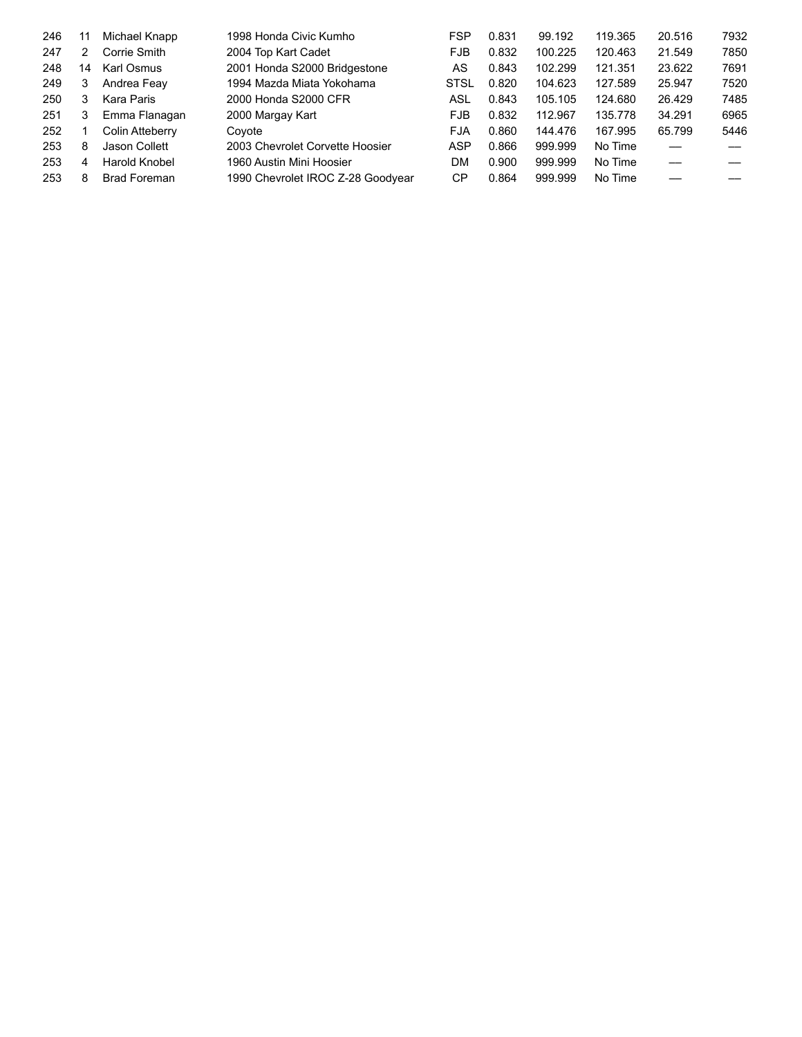| | | | | | | | | | |
|---|---|---|---|---|---|---|---|---|---|
| 246 | 11 | Michael Knapp | 1998 Honda Civic Kumho | FSP | 0.831 | 99.192 | 119.365 | 20.516 | 7932 |
| 247 | 2 | Corrie Smith | 2004 Top Kart Cadet | FJB | 0.832 | 100.225 | 120.463 | 21.549 | 7850 |
| 248 | 14 | Karl Osmus | 2001 Honda S2000 Bridgestone | AS | 0.843 | 102.299 | 121.351 | 23.622 | 7691 |
| 249 | 3 | Andrea Feay | 1994 Mazda Miata Yokohama | STSL | 0.820 | 104.623 | 127.589 | 25.947 | 7520 |
| 250 | 3 | Kara Paris | 2000 Honda S2000 CFR | ASL | 0.843 | 105.105 | 124.680 | 26.429 | 7485 |
| 251 | 3 | Emma Flanagan | 2000 Margay Kart | FJB | 0.832 | 112.967 | 135.778 | 34.291 | 6965 |
| 252 | 1 | Colin Atteberry | Coyote | FJA | 0.860 | 144.476 | 167.995 | 65.799 | 5446 |
| 253 | 8 | Jason Collett | 2003 Chevrolet Corvette Hoosier | ASP | 0.866 | 999.999 | No Time | — | — |
| 253 | 4 | Harold Knobel | 1960 Austin Mini Hoosier | DM | 0.900 | 999.999 | No Time | — | — |
| 253 | 8 | Brad Foreman | 1990 Chevrolet IROC Z-28 Goodyear | CP | 0.864 | 999.999 | No Time | — | — |